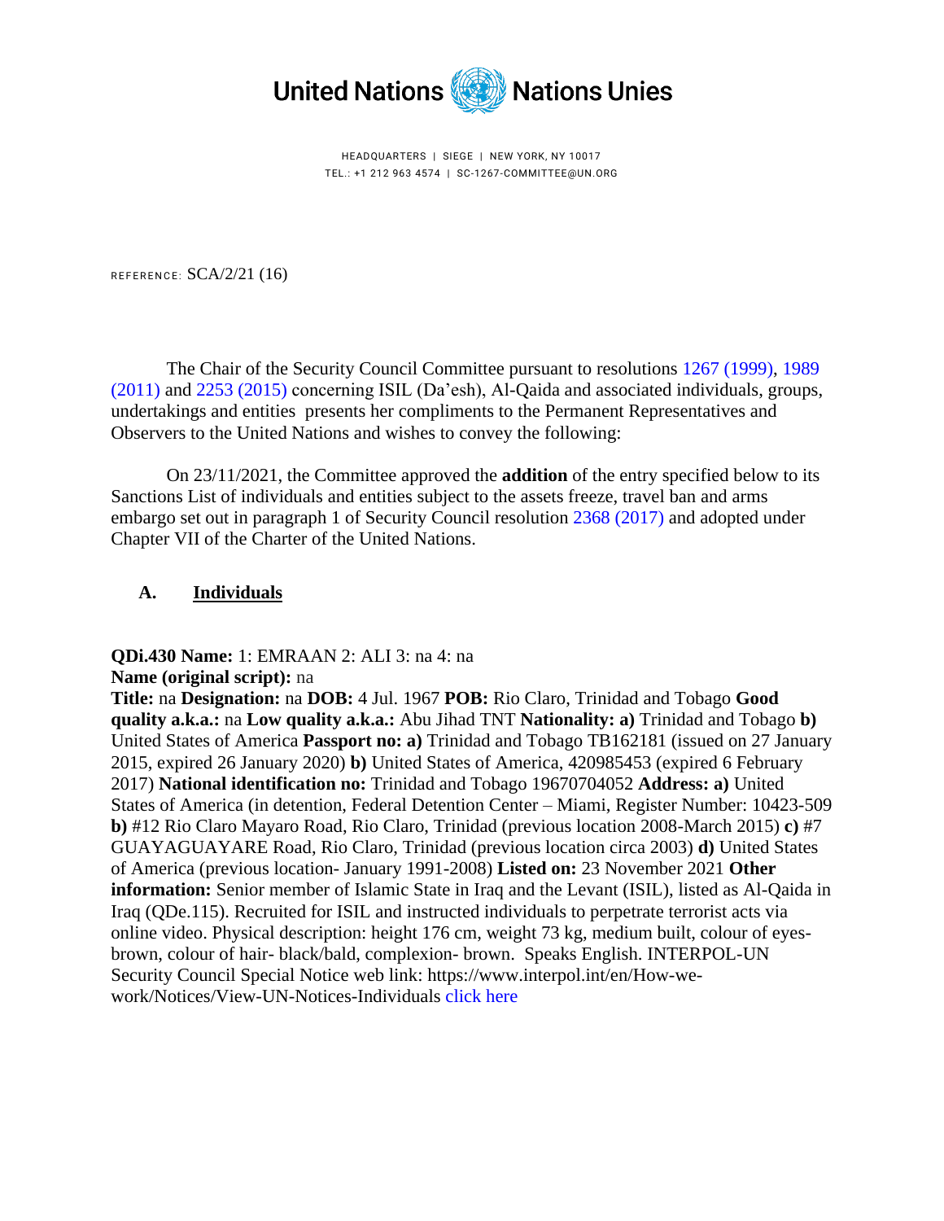United Nations Nations Unies

HEADQUARTERS | SIEGE | NEW YORK, NY 10017
TEL.: +1 212 963 4574 | SC-1267-COMMITTEE@UN.ORG

REFERENCE: SCA/2/21 (16)

The Chair of the Security Council Committee pursuant to resolutions 1267 (1999), 1989 (2011) and 2253 (2015) concerning ISIL (Da'esh), Al-Qaida and associated individuals, groups, undertakings and entities presents her compliments to the Permanent Representatives and Observers to the United Nations and wishes to convey the following:

On 23/11/2021, the Committee approved the **addition** of the entry specified below to its Sanctions List of individuals and entities subject to the assets freeze, travel ban and arms embargo set out in paragraph 1 of Security Council resolution 2368 (2017) and adopted under Chapter VII of the Charter of the United Nations.

## A. Individuals

**QDi.430 Name:** 1: EMRAAN 2: ALI 3: na 4: na
**Name (original script):** na
**Title:** na **Designation:** na **DOB:** 4 Jul. 1967 **POB:** Rio Claro, Trinidad and Tobago **Good quality a.k.a.:** na **Low quality a.k.a.:** Abu Jihad TNT **Nationality: a)** Trinidad and Tobago **b)** United States of America **Passport no: a)** Trinidad and Tobago TB162181 (issued on 27 January 2015, expired 26 January 2020) **b)** United States of America, 420985453 (expired 6 February 2017) **National identification no:** Trinidad and Tobago 19670704052 **Address: a)** United States of America (in detention, Federal Detention Center – Miami, Register Number: 10423-509 **b)** #12 Rio Claro Mayaro Road, Rio Claro, Trinidad (previous location 2008-March 2015) **c)** #7 GUAYAGUAYARE Road, Rio Claro, Trinidad (previous location circa 2003) **d)** United States of America (previous location- January 1991-2008) **Listed on:** 23 November 2021 **Other information:** Senior member of Islamic State in Iraq and the Levant (ISIL), listed as Al-Qaida in Iraq (QDe.115). Recruited for ISIL and instructed individuals to perpetrate terrorist acts via online video. Physical description: height 176 cm, weight 73 kg, medium built, colour of eyes- brown, colour of hair- black/bald, complexion- brown. Speaks English. INTERPOL-UN Security Council Special Notice web link: https://www.interpol.int/en/How-we-work/Notices/View-UN-Notices-Individuals click here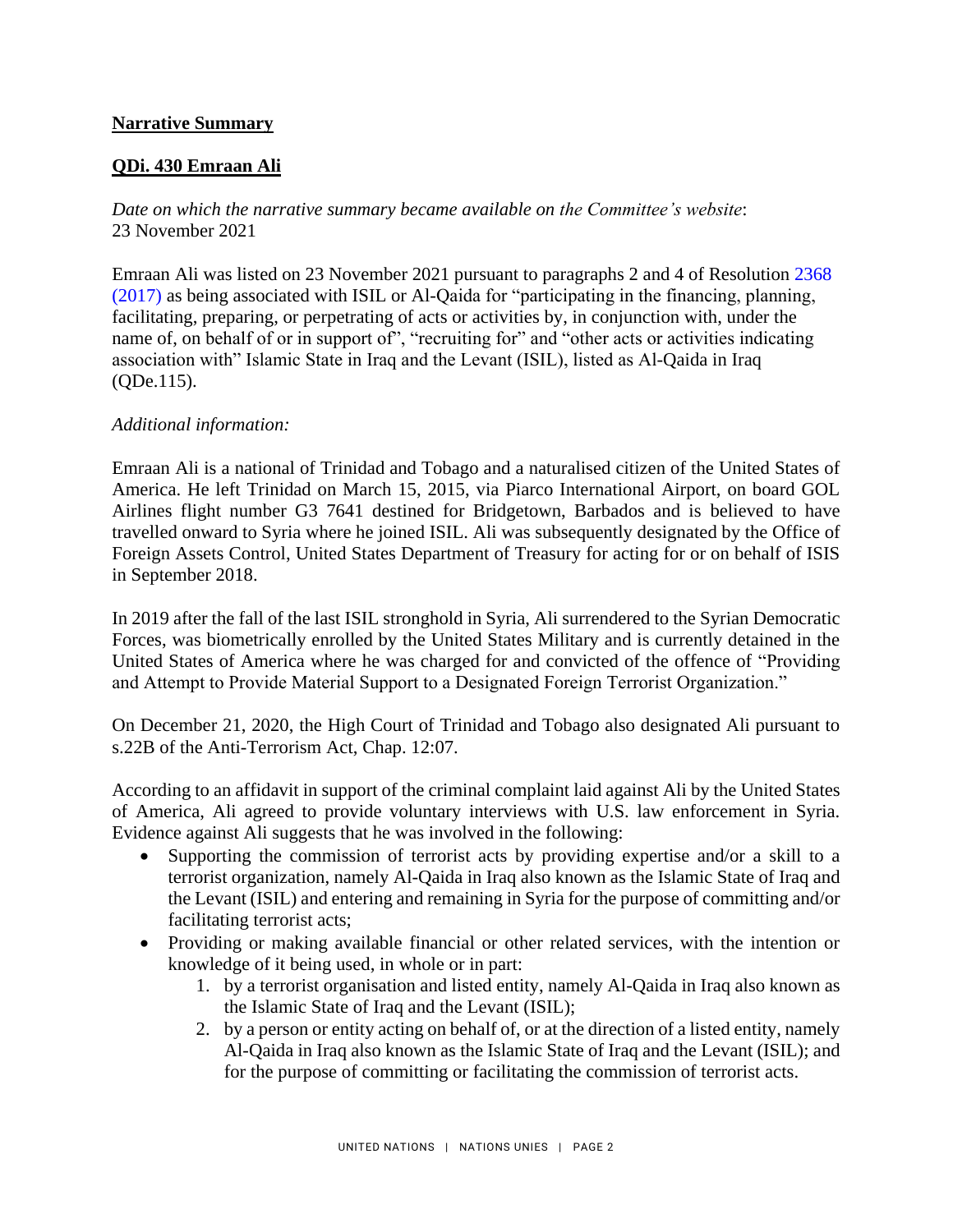**Narrative Summary**

**QDi. 430 Emraan Ali**

*Date on which the narrative summary became available on the Committee's website*:
23 November 2021

Emraan Ali was listed on 23 November 2021 pursuant to paragraphs 2 and 4 of Resolution 2368 (2017) as being associated with ISIL or Al-Qaida for "participating in the financing, planning, facilitating, preparing, or perpetrating of acts or activities by, in conjunction with, under the name of, on behalf of or in support of", "recruiting for" and "other acts or activities indicating association with" Islamic State in Iraq and the Levant (ISIL), listed as Al-Qaida in Iraq (QDe.115).

*Additional information:*

Emraan Ali is a national of Trinidad and Tobago and a naturalised citizen of the United States of America. He left Trinidad on March 15, 2015, via Piarco International Airport, on board GOL Airlines flight number G3 7641 destined for Bridgetown, Barbados and is believed to have travelled onward to Syria where he joined ISIL. Ali was subsequently designated by the Office of Foreign Assets Control, United States Department of Treasury for acting for or on behalf of ISIS in September 2018.

In 2019 after the fall of the last ISIL stronghold in Syria, Ali surrendered to the Syrian Democratic Forces, was biometrically enrolled by the United States Military and is currently detained in the United States of America where he was charged for and convicted of the offence of "Providing and Attempt to Provide Material Support to a Designated Foreign Terrorist Organization."

On December 21, 2020, the High Court of Trinidad and Tobago also designated Ali pursuant to s.22B of the Anti-Terrorism Act, Chap. 12:07.

According to an affidavit in support of the criminal complaint laid against Ali by the United States of America, Ali agreed to provide voluntary interviews with U.S. law enforcement in Syria. Evidence against Ali suggests that he was involved in the following:

- Supporting the commission of terrorist acts by providing expertise and/or a skill to a terrorist organization, namely Al-Qaida in Iraq also known as the Islamic State of Iraq and the Levant (ISIL) and entering and remaining in Syria for the purpose of committing and/or facilitating terrorist acts;
- Providing or making available financial or other related services, with the intention or knowledge of it being used, in whole or in part:
    1. by a terrorist organisation and listed entity, namely Al-Qaida in Iraq also known as the Islamic State of Iraq and the Levant (ISIL);
    2. by a person or entity acting on behalf of, or at the direction of a listed entity, namely Al-Qaida in Iraq also known as the Islamic State of Iraq and the Levant (ISIL); and for the purpose of committing or facilitating the commission of terrorist acts.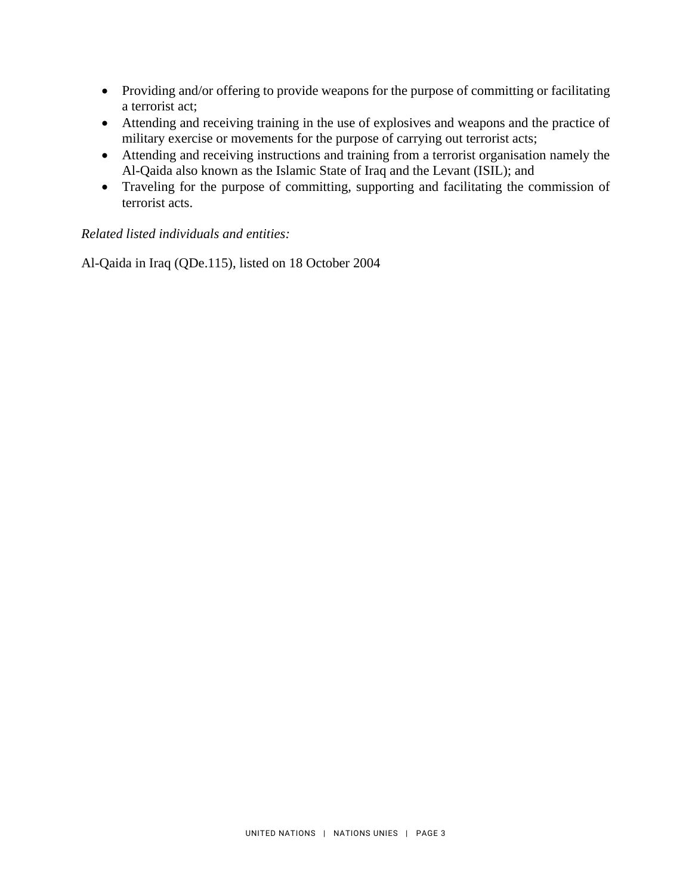- Providing and/or offering to provide weapons for the purpose of committing or facilitating a terrorist act;
- Attending and receiving training in the use of explosives and weapons and the practice of military exercise or movements for the purpose of carrying out terrorist acts;
- Attending and receiving instructions and training from a terrorist organisation namely the Al-Qaida also known as the Islamic State of Iraq and the Levant (ISIL); and
- Traveling for the purpose of committing, supporting and facilitating the commission of terrorist acts.

*Related listed individuals and entities:*

Al-Qaida in Iraq (QDe.115), listed on 18 October 2004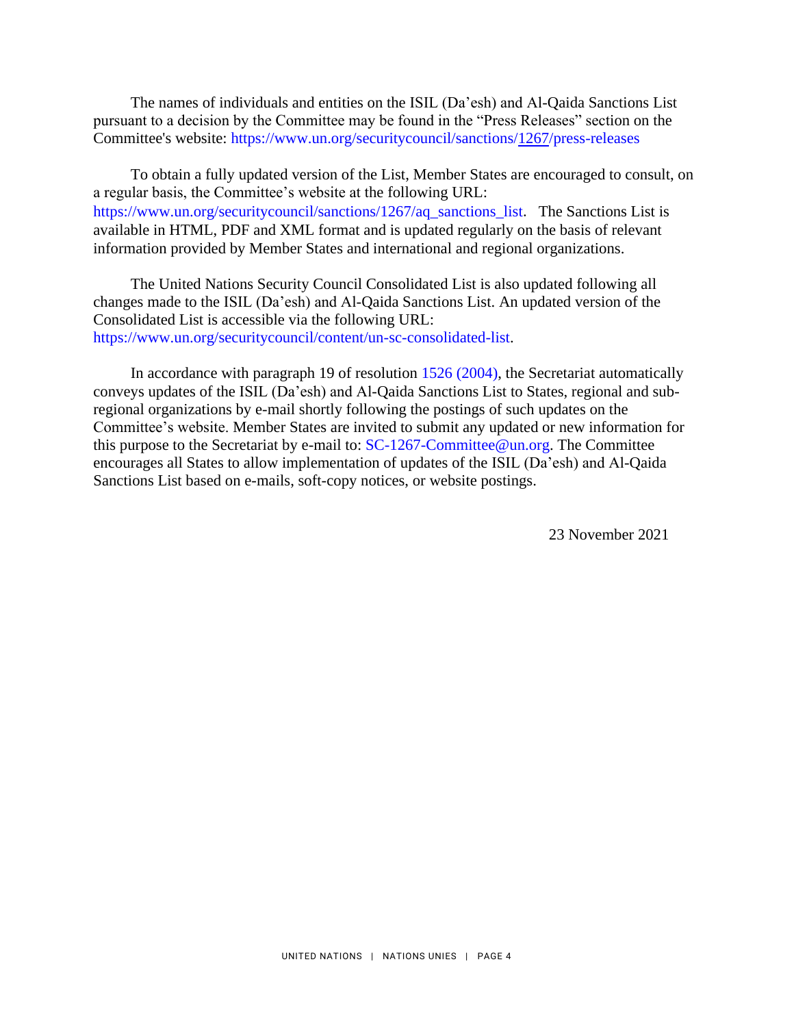The names of individuals and entities on the ISIL (Da'esh) and Al-Qaida Sanctions List pursuant to a decision by the Committee may be found in the "Press Releases" section on the Committee's website: https://www.un.org/securitycouncil/sanctions/1267/press-releases

To obtain a fully updated version of the List, Member States are encouraged to consult, on a regular basis, the Committee's website at the following URL: https://www.un.org/securitycouncil/sanctions/1267/aq_sanctions_list. The Sanctions List is available in HTML, PDF and XML format and is updated regularly on the basis of relevant information provided by Member States and international and regional organizations.

The United Nations Security Council Consolidated List is also updated following all changes made to the ISIL (Da'esh) and Al-Qaida Sanctions List. An updated version of the Consolidated List is accessible via the following URL: https://www.un.org/securitycouncil/content/un-sc-consolidated-list.

In accordance with paragraph 19 of resolution 1526 (2004), the Secretariat automatically conveys updates of the ISIL (Da'esh) and Al-Qaida Sanctions List to States, regional and sub-regional organizations by e-mail shortly following the postings of such updates on the Committee's website. Member States are invited to submit any updated or new information for this purpose to the Secretariat by e-mail to: SC-1267-Committee@un.org. The Committee encourages all States to allow implementation of updates of the ISIL (Da'esh) and Al-Qaida Sanctions List based on e-mails, soft-copy notices, or website postings.

23 November 2021